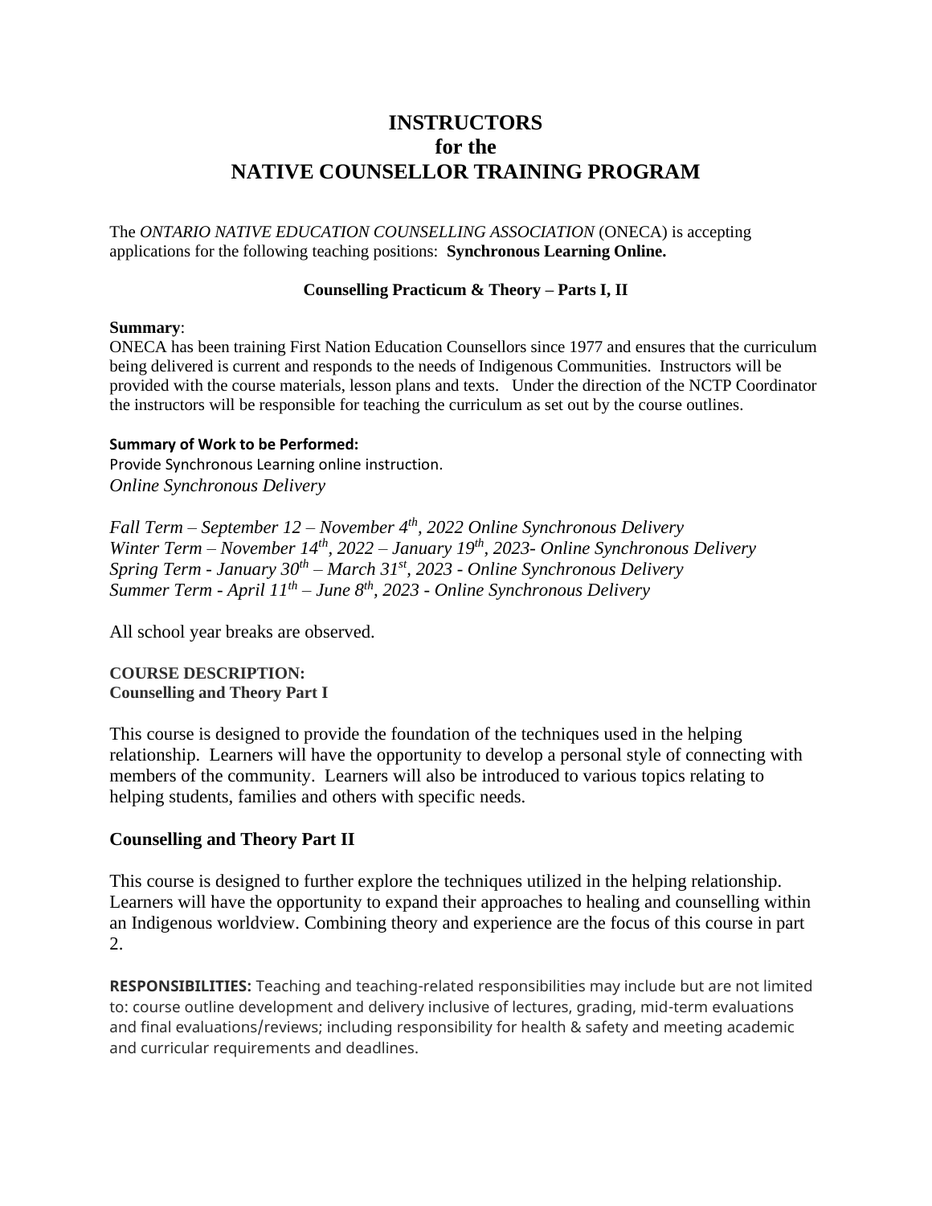# INSTRUCTORS
# for the
# NATIVE COUNSELLOR TRAINING PROGRAM

The *ONTARIO NATIVE EDUCATION COUNSELLING ASSOCIATION* (ONECA) is accepting applications for the following teaching positions: **Synchronous Learning Online.**

**Counselling Practicum & Theory – Parts I, II**

**Summary**:
ONECA has been training First Nation Education Counsellors since 1977 and ensures that the curriculum being delivered is current and responds to the needs of Indigenous Communities. Instructors will be provided with the course materials, lesson plans and texts. Under the direction of the NCTP Coordinator the instructors will be responsible for teaching the curriculum as set out by the course outlines.

**Summary of Work to be Performed:**
Provide Synchronous Learning online instruction.
*Online Synchronous Delivery*

*Fall Term – September 12 – November 4th, 2022 Online Synchronous Delivery*
*Winter Term – November 14th, 2022 – January 19th, 2023- Online Synchronous Delivery*
*Spring Term - January 30th – March 31st, 2023 - Online Synchronous Delivery*
*Summer Term - April 11th – June 8th, 2023 - Online Synchronous Delivery*

All school year breaks are observed.

**COURSE DESCRIPTION:**
**Counselling and Theory Part I**

This course is designed to provide the foundation of the techniques used in the helping relationship. Learners will have the opportunity to develop a personal style of connecting with members of the community. Learners will also be introduced to various topics relating to helping students, families and others with specific needs.

### Counselling and Theory Part II

This course is designed to further explore the techniques utilized in the helping relationship. Learners will have the opportunity to expand their approaches to healing and counselling within an Indigenous worldview. Combining theory and experience are the focus of this course in part 2.

**RESPONSIBILITIES:** Teaching and teaching-related responsibilities may include but are not limited to: course outline development and delivery inclusive of lectures, grading, mid-term evaluations and final evaluations/reviews; including responsibility for health & safety and meeting academic and curricular requirements and deadlines.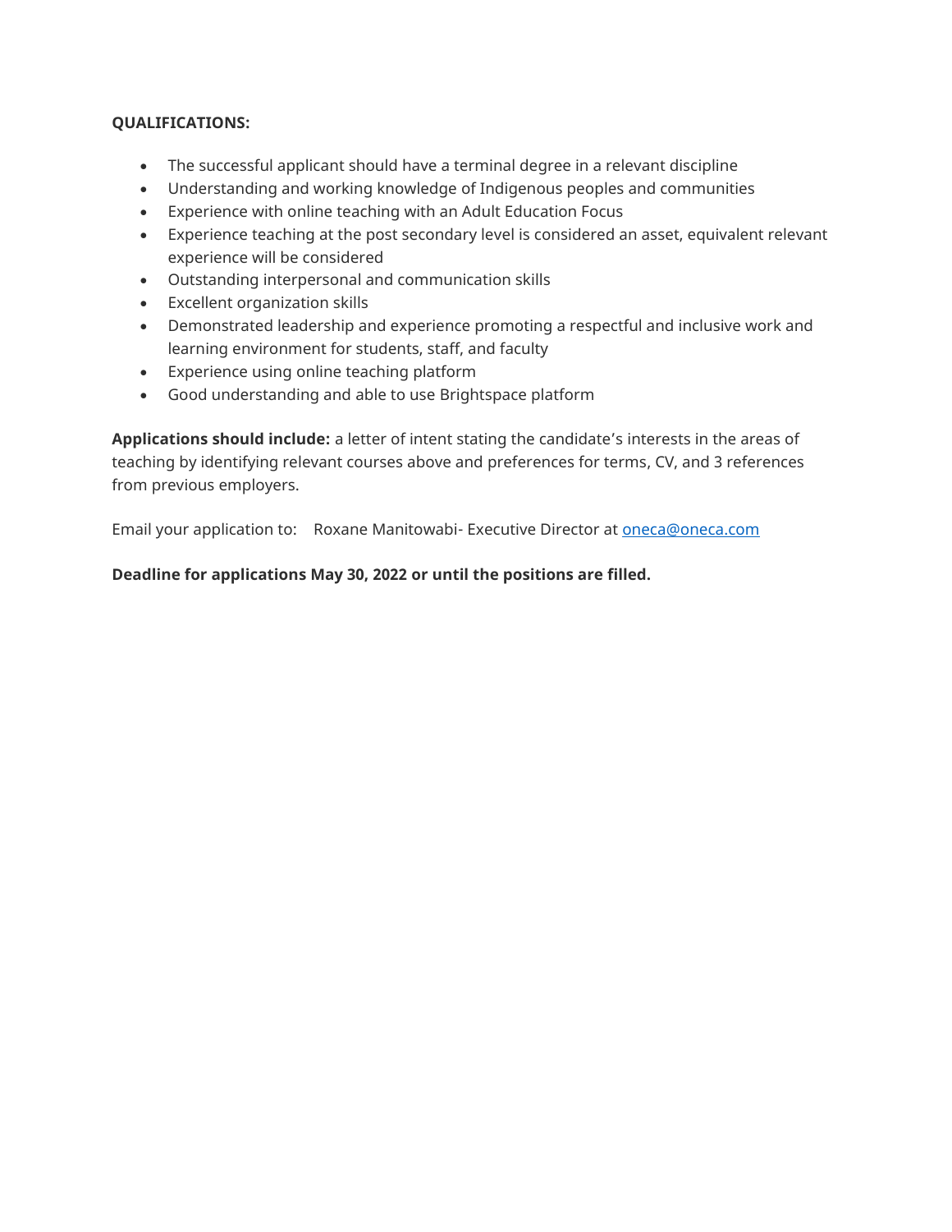**QUALIFICATIONS:**

- The successful applicant should have a terminal degree in a relevant discipline
- Understanding and working knowledge of Indigenous peoples and communities
- Experience with online teaching with an Adult Education Focus
- Experience teaching at the post secondary level is considered an asset, equivalent relevant experience will be considered
- Outstanding interpersonal and communication skills
- Excellent organization skills
- Demonstrated leadership and experience promoting a respectful and inclusive work and learning environment for students, staff, and faculty
- Experience using online teaching platform
- Good understanding and able to use Brightspace platform

**Applications should include:** a letter of intent stating the candidate's interests in the areas of teaching by identifying relevant courses above and preferences for terms, CV, and 3 references from previous employers.

Email your application to: Roxane Manitowabi- Executive Director at oneca@oneca.com

**Deadline for applications May 30, 2022 or until the positions are filled.**